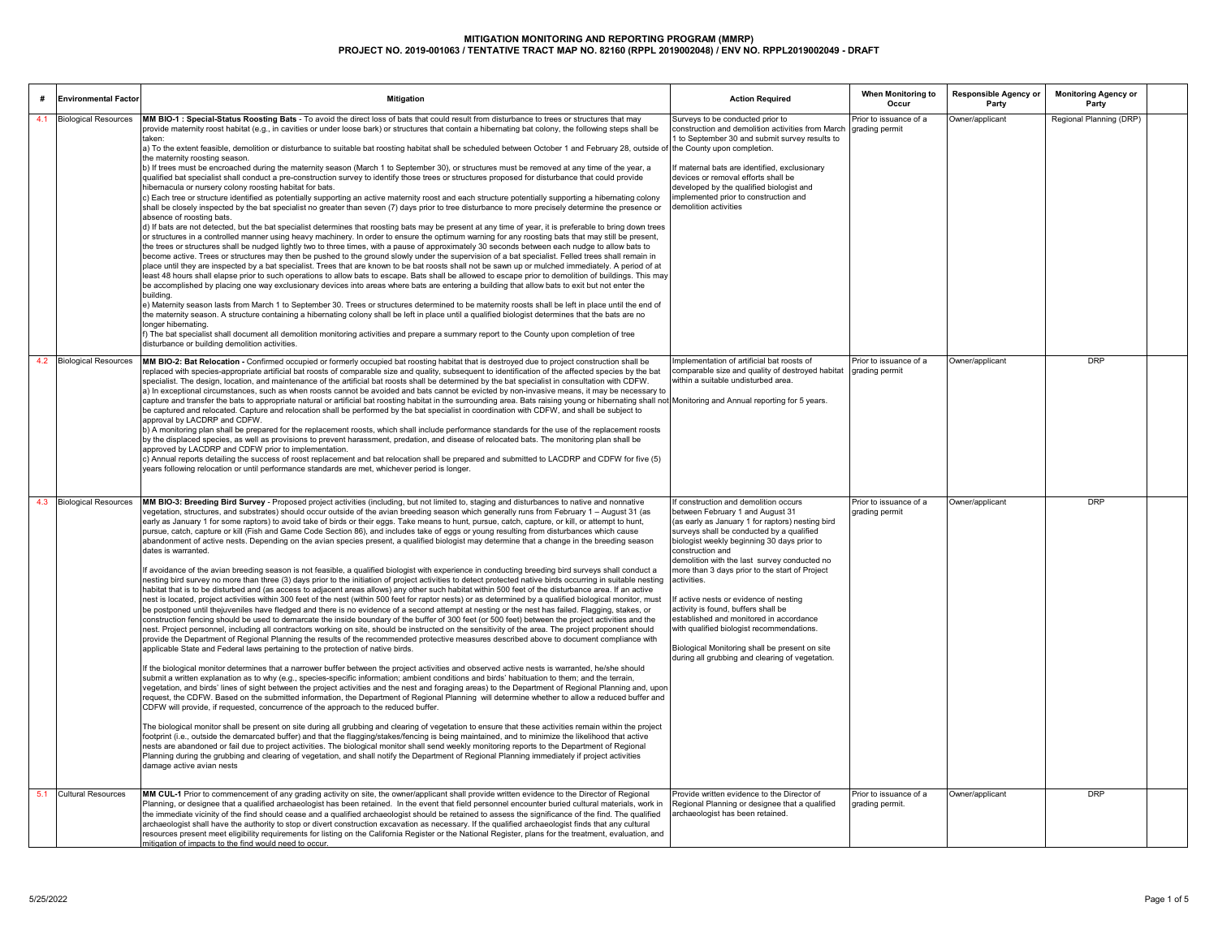# MITIGATION MONITORING AND REPORTING PROGRAM (MMRP)
## PROJECT NO. 2019-001063 / TENTATIVE TRACT MAP NO. 82160 (RPPL 2019002048) / ENV NO. RPPL2019002049 - DRAFT

| # | Environmental Factor | Mitigation | Action Required | When Monitoring to Occur | Responsible Agency or Party | Monitoring Agency or Party | |
|---|---|---|---|---|---|---|---|
| 4.1 | Biological Resources | **MM BIO-1 : Special-Status Roosting Bats** - To avoid the direct loss of bats that could result from disturbance to trees or structures that may provide maternity roost habitat (e.g., in cavities or under loose bark) or structures that contain a hibernating bat colony, the following steps shall be taken:<br>a) To the extent feasible, demolition or disturbance to suitable bat roosting habitat shall be scheduled between October 1 and February 28, outside of the maternity roosting season.<br>b) If trees must be encroached during the maternity season (March 1 to September 30), or structures must be removed at any time of the year, a qualified bat specialist shall conduct a pre-construction survey to identify those trees or structures proposed for disturbance that could provide hibernacula or nursery colony roosting habitat for bats.<br>c) Each tree or structure identified as potentially supporting an active maternity roost and each structure potentially supporting a hibernating colony shall be closely inspected by the bat specialist no greater than seven (7) days prior to tree disturbance to more precisely determine the presence or absence of roosting bats.<br>d) If bats are not detected, but the bat specialist determines that roosting bats may be present at any time of year, it is preferable to bring down trees or structures in a controlled manner using heavy machinery. In order to ensure the optimum warning for any roosting bats that may still be present, the trees or structures shall be nudged lightly two to three times, with a pause of approximately 30 seconds between each nudge to allow bats to become active. Trees or structures may then be pushed to the ground slowly under the supervision of a bat specialist. Felled trees shall remain in place until they are inspected by a bat specialist. Trees that are known to be bat roosts shall not be sawn up or mulched immediately. A period of at least 48 hours shall elapse prior to such operations to allow bats to escape. Bats shall be allowed to escape prior to demolition of buildings. This may be accomplished by placing one way exclusionary devices into areas where bats are entering a building that allow bats to exit but not enter the building.<br>e) Maternity season lasts from March 1 to September 30. Trees or structures determined to be maternity roosts shall be left in place until the end of the maternity season. A structure containing a hibernating colony shall be left in place until a qualified biologist determines that the bats are no longer hibernating.<br>f) The bat specialist shall document all demolition monitoring activities and prepare a summary report to the County upon completion of tree disturbance or building demolition activities. | Surveys to be conducted prior to construction and demolition activities from March 1 to September 30 and submit survey results to the County upon completion.<br><br>If maternal bats are identified, exclusionary devices or removal efforts shall be developed by the qualified biologist and implemented prior to construction and demolition activities | Prior to issuance of a grading permit | Owner/applicant | Regional Planning (DRP) | |
| 4.2 | Biological Resources | **MM BIO-2: Bat Relocation -** Confirmed occupied or formerly occupied bat roosting habitat that is destroyed due to project construction shall be replaced with species-appropriate artificial bat roosts of comparable size and quality, subsequent to identification of the affected species by the bat specialist. The design, location, and maintenance of the artificial bat roosts shall be determined by the bat specialist in consultation with CDFW.<br>a) In exceptional circumstances, such as when roosts cannot be avoided and bats cannot be evicted by non-invasive means, it may be necessary to capture and transfer the bats to appropriate natural or artificial bat roosting habitat in the surrounding area. Bats raising young or hibernating shall not be captured and relocated. Capture and relocation shall be performed by the bat specialist in coordination with CDFW, and shall be subject to approval by LACDRP and CDFW.<br>b) A monitoring plan shall be prepared for the replacement roosts, which shall include performance standards for the use of the replacement roosts by the displaced species, as well as provisions to prevent harassment, predation, and disease of relocated bats. The monitoring plan shall be approved by LACDRP and CDFW prior to implementation.<br>c) Annual reports detailing the success of roost replacement and bat relocation shall be prepared and submitted to LACDRP and CDFW for five (5) years following relocation or until performance standards are met, whichever period is longer. | Implementation of artificial bat roosts of comparable size and quality of destroyed habitat within a suitable undisturbed area.<br><br>Monitoring and Annual reporting for 5 years. | Prior to issuance of a grading permit | Owner/applicant | DRP | |
| 4.3 | Biological Resources | **MM BIO-3: Breeding Bird Survey** - Proposed project activities (including, but not limited to, staging and disturbances to native and nonnative vegetation, structures, and substrates) should occur outside of the avian breeding season which generally runs from February 1 – August 31 (as early as January 1 for some raptors) to avoid take of birds or their eggs. Take means to hunt, pursue, catch, capture, or kill, or attempt to hunt, pursue, catch, capture or kill (Fish and Game Code Section 86), and includes take of eggs or young resulting from disturbances which cause abandonment of active nests. Depending on the avian species present, a qualified biologist may determine that a change in the breeding season dates is warranted.<br><br>If avoidance of the avian breeding season is not feasible, a qualified biologist with experience in conducting breeding bird surveys shall conduct a nesting bird survey no more than three (3) days prior to the initiation of project activities to detect protected native birds occurring in suitable nesting habitat that is to be disturbed and (as access to adjacent areas allows) any other such habitat within 500 feet of the disturbance area. If an active nest is located, project activities within 300 feet of the nest (within 500 feet for raptor nests) or as determined by a qualified biological monitor, must be postponed until thejuveniles have fledged and there is no evidence of a second attempt at nesting or the nest has failed. Flagging, stakes, or construction fencing should be used to demarcate the inside boundary of the buffer of 300 feet (or 500 feet) between the project activities and the nest. Project personnel, including all contractors working on site, should be instructed on the sensitivity of the area. The project proponent should provide the Department of Regional Planning the results of the recommended protective measures described above to document compliance with applicable State and Federal laws pertaining to the protection of native birds.<br><br>If the biological monitor determines that a narrower buffer between the project activities and observed active nests is warranted, he/she should submit a written explanation as to why (e.g., species-specific information; ambient conditions and birds' habituation to them; and the terrain, vegetation, and birds' lines of sight between the project activities and the nest and foraging areas) to the Department of Regional Planning and, upon request, the CDFW. Based on the submitted information, the Department of Regional Planning will determine whether to allow a reduced buffer and CDFW will provide, if requested, concurrence of the approach to the reduced buffer.<br><br>The biological monitor shall be present on site during all grubbing and clearing of vegetation to ensure that these activities remain within the project footprint (i.e., outside the demarcated buffer) and that the flagging/stakes/fencing is being maintained, and to minimize the likelihood that active nests are abandoned or fail due to project activities. The biological monitor shall send weekly monitoring reports to the Department of Regional Planning during the grubbing and clearing of vegetation, and shall notify the Department of Regional Planning immediately if project activities damage active avian nests | If construction and demolition occurs between February 1 and August 31 (as early as January 1 for raptors) nesting bird surveys shall be conducted by a qualified biologist weekly beginning 30 days prior to construction and demolition with the last survey conducted no more than 3 days prior to the start of Project activities.<br><br>If active nests or evidence of nesting activity is found, buffers shall be established and monitored in accordance with qualified biologist recommendations.<br><br>Biological Monitoring shall be present on site during all grubbing and clearing of vegetation. | Prior to issuance of a grading permit | Owner/applicant | DRP | |
| 5.1 | Cultural Resources | **MM CUL-1** Prior to commencement of any grading activity on site, the owner/applicant shall provide written evidence to the Director of Regional Planning, or designee that a qualified archaeologist has been retained. In the event that field personnel encounter buried cultural materials, work in the immediate vicinity of the find should cease and a qualified archaeologist should be retained to assess the significance of the find. The qualified archaeologist shall have the authority to stop or divert construction excavation as necessary. If the qualified archaeologist finds that any cultural resources present meet eligibility requirements for listing on the California Register or the National Register, plans for the treatment, evaluation, and mitigation of impacts to the find would need to occur. | Provide written evidence to the Director of Regional Planning or designee that a qualified archaeologist has been retained. | Prior to issuance of a grading permit. | Owner/applicant | DRP | |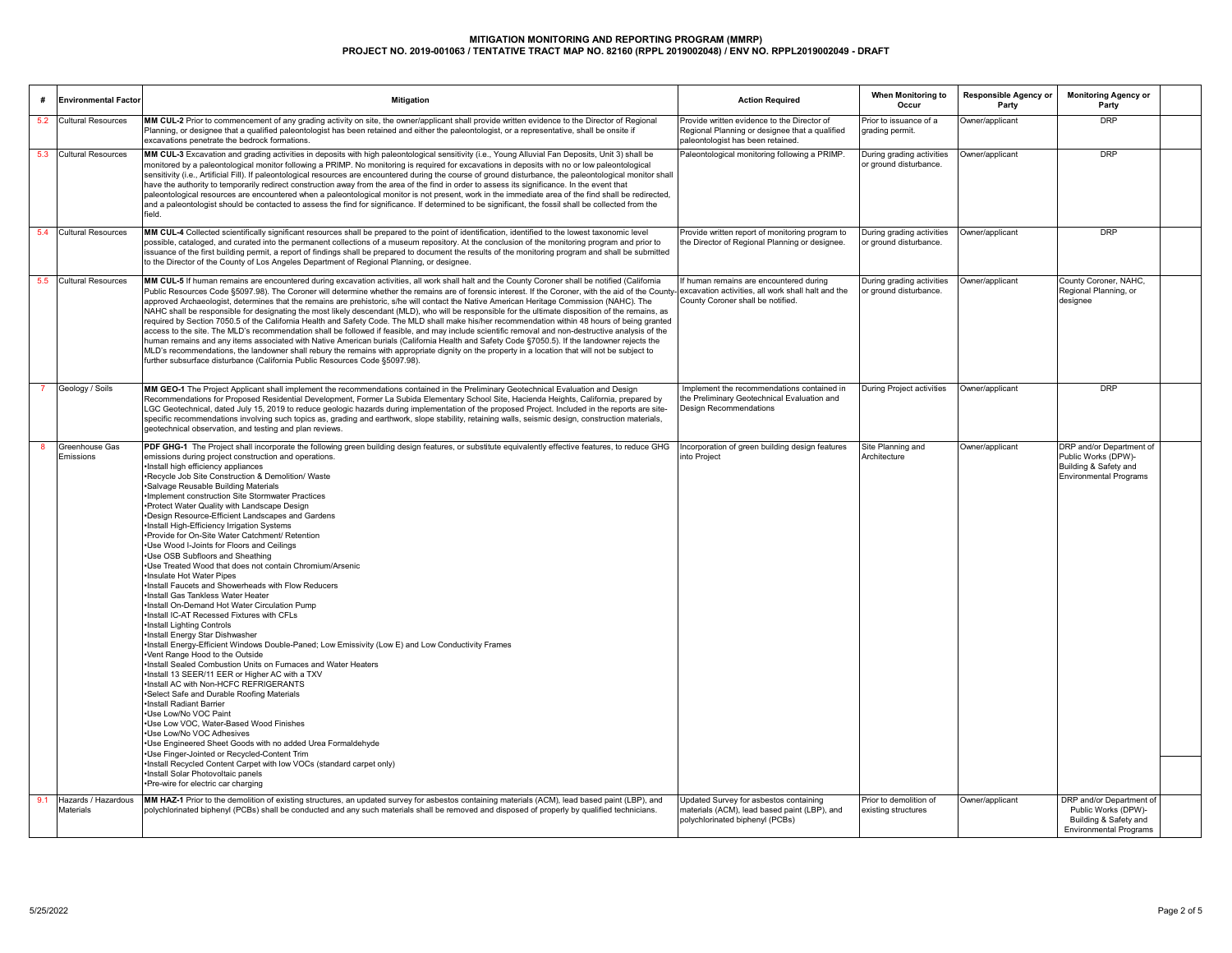# MITIGATION MONITORING AND REPORTING PROGRAM (MMRP)
## PROJECT NO. 2019-001063 / TENTATIVE TRACT MAP NO. 82160 (RPPL 2019002048) / ENV NO. RPPL2019002049 - DRAFT

| # | Environmental Factor | Mitigation | Action Required | When Monitoring to Occur | Responsible Agency or Party | Monitoring Agency or Party |
|---|---|---|---|---|---|---|
| 5.2 | Cultural Resources | **MM CUL-2** Prior to commencement of any grading activity on site, the owner/applicant shall provide written evidence to the Director of Regional Planning, or designee that a qualified paleontologist has been retained and either the paleontologist, or a representative, shall be onsite if excavations penetrate the bedrock formations. | Provide written evidence to the Director of Regional Planning or designee that a qualified paleontologist has been retained. | Prior to issuance of a grading permit. | Owner/applicant | DRP |
| 5.3 | Cultural Resources | **MM CUL-3** Excavation and grading activities in deposits with high paleontological sensitivity (i.e., Young Alluvial Fan Deposits, Unit 3) shall be monitored by a paleontological monitor following a PRIMP. No monitoring is required for excavations in deposits with no or low paleontological sensitivity (i.e., Artificial Fill). If paleontological resources are encountered during the course of ground disturbance, the paleontological monitor shall have the authority to temporarily redirect construction away from the area of the find in order to assess its significance. In the event that paleontological resources are encountered when a paleontological monitor is not present, work in the immediate area of the find shall be redirected, and a paleontologist should be contacted to assess the find for significance. If determined to be significant, the fossil shall be collected from the field. | Paleontological monitoring following a PRIMP. | During grading activities or ground disturbance. | Owner/applicant | DRP |
| 5.4 | Cultural Resources | **MM CUL-4** Collected scientifically significant resources shall be prepared to the point of identification, identified to the lowest taxonomic level possible, cataloged, and curated into the permanent collections of a museum repository. At the conclusion of the monitoring program and prior to issuance of the first building permit, a report of findings shall be prepared to document the results of the monitoring program and shall be submitted to the Director of the County of Los Angeles Department of Regional Planning, or designee. | Provide written report of monitoring program to the Director of Regional Planning or designee. | During grading activities or ground disturbance. | Owner/applicant | DRP |
| 5.5 | Cultural Resources | **MM CUL-5** If human remains are encountered during excavation activities, all work shall halt and the County Coroner shall be notified (California Public Resources Code §5097.98). The Coroner will determine whether the remains are of forensic interest. If the Coroner, with the aid of the County-approved Archaeologist, determines that the remains are prehistoric, s/he will contact the Native American Heritage Commission (NAHC). The NAHC shall be responsible for designating the most likely descendant (MLD), who will be responsible for the ultimate disposition of the remains, as required by Section 7050.5 of the California Health and Safety Code. The MLD shall make his/her recommendation within 48 hours of being granted access to the site. The MLD's recommendation shall be followed if feasible, and may include scientific removal and non-destructive analysis of the human remains and any items associated with Native American burials (California Health and Safety Code §7050.5). If the landowner rejects the MLD's recommendations, the landowner shall rebury the remains with appropriate dignity on the property in a location that will not be subject to further subsurface disturbance (California Public Resources Code §5097.98). | If human remains are encountered during excavation activities, all work shall halt and the County Coroner shall be notified. | During grading activities or ground disturbance. | Owner/applicant | County Coroner, NAHC, Regional Planning, or designee |
| 7 | Geology / Soils | **MM GEO-1** The Project Applicant shall implement the recommendations contained in the Preliminary Geotechnical Evaluation and Design Recommendations for Proposed Residential Development, Former La Subida Elementary School Site, Hacienda Heights, California, prepared by LGC Geotechnical, dated July 15, 2019 to reduce geologic hazards during implementation of the proposed Project. Included in the reports are site-specific recommendations involving such topics as, grading and earthwork, slope stability, retaining walls, seismic design, construction materials, geotechnical observation, and testing and plan reviews. | Implement the recommendations contained in the Preliminary Geotechnical Evaluation and Design Recommendations | During Project activities | Owner/applicant | DRP |
| 8 | Greenhouse Gas Emissions | **PDF GHG-1** The Project shall incorporate the following green building design features, or substitute equivalently effective features, to reduce GHG emissions during project construction and operations.<br>•Install high efficiency appliances<br>•Recycle Job Site Construction & Demolition/ Waste<br>•Salvage Reusable Building Materials<br>•Implement construction Site Stormwater Practices<br>•Protect Water Quality with Landscape Design<br>•Design Resource-Efficient Landscapes and Gardens<br>•Install High-Efficiency Irrigation Systems<br>•Provide for On-Site Water Catchment/ Retention<br>•Use Wood I-Joints for Floors and Ceilings<br>•Use OSB Subfloors and Sheathing<br>•Use Treated Wood that does not contain Chromium/Arsenic<br>•Insulate Hot Water Pipes<br>•Install Faucets and Showerheads with Flow Reducers<br>•Install Gas Tankless Water Heater<br>•Install On-Demand Hot Water Circulation Pump<br>•Install IC-AT Recessed Fixtures with CFLs<br>•Install Lighting Controls<br>•Install Energy Star Dishwasher<br>•Install Energy-Efficient Windows Double-Paned; Low Emissivity (Low E) and Low Conductivity Frames<br>•Vent Range Hood to the Outside<br>•Install Sealed Combustion Units on Furnaces and Water Heaters<br>•Install 13 SEER/11 EER or Higher AC with a TXV<br>•Install AC with Non-HCFC REFRIGERANTS<br>•Select Safe and Durable Roofing Materials<br>•Install Radiant Barrier<br>•Use Low/No VOC Paint<br>•Use Low VOC, Water-Based Wood Finishes<br>•Use Low/No VOC Adhesives<br>•Use Engineered Sheet Goods with no added Urea Formaldehyde<br>•Use Finger-Jointed or Recycled-Content Trim<br>•Install Recycled Content Carpet with low VOCs (standard carpet only)<br>•Install Solar Photovoltaic panels<br>•Pre-wire for electric car charging | Incorporation of green building design features into Project | Site Planning and Architecture | Owner/applicant | DRP and/or Department of Public Works (DPW)-Building & Safety and Environmental Programs |
| 9.1 | Hazards / Hazardous Materials | **MM HAZ-1** Prior to the demolition of existing structures, an updated survey for asbestos containing materials (ACM), lead based paint (LBP), and polychlorinated biphenyl (PCBs) shall be conducted and any such materials shall be removed and disposed of properly by qualified technicians. | Updated Survey for asbestos containing materials (ACM), lead based paint (LBP), and polychlorinated biphenyl (PCBs) | Prior to demolition of existing structures | Owner/applicant | DRP and/or Department of Public Works (DPW)-Building & Safety and Environmental Programs |

5/25/2022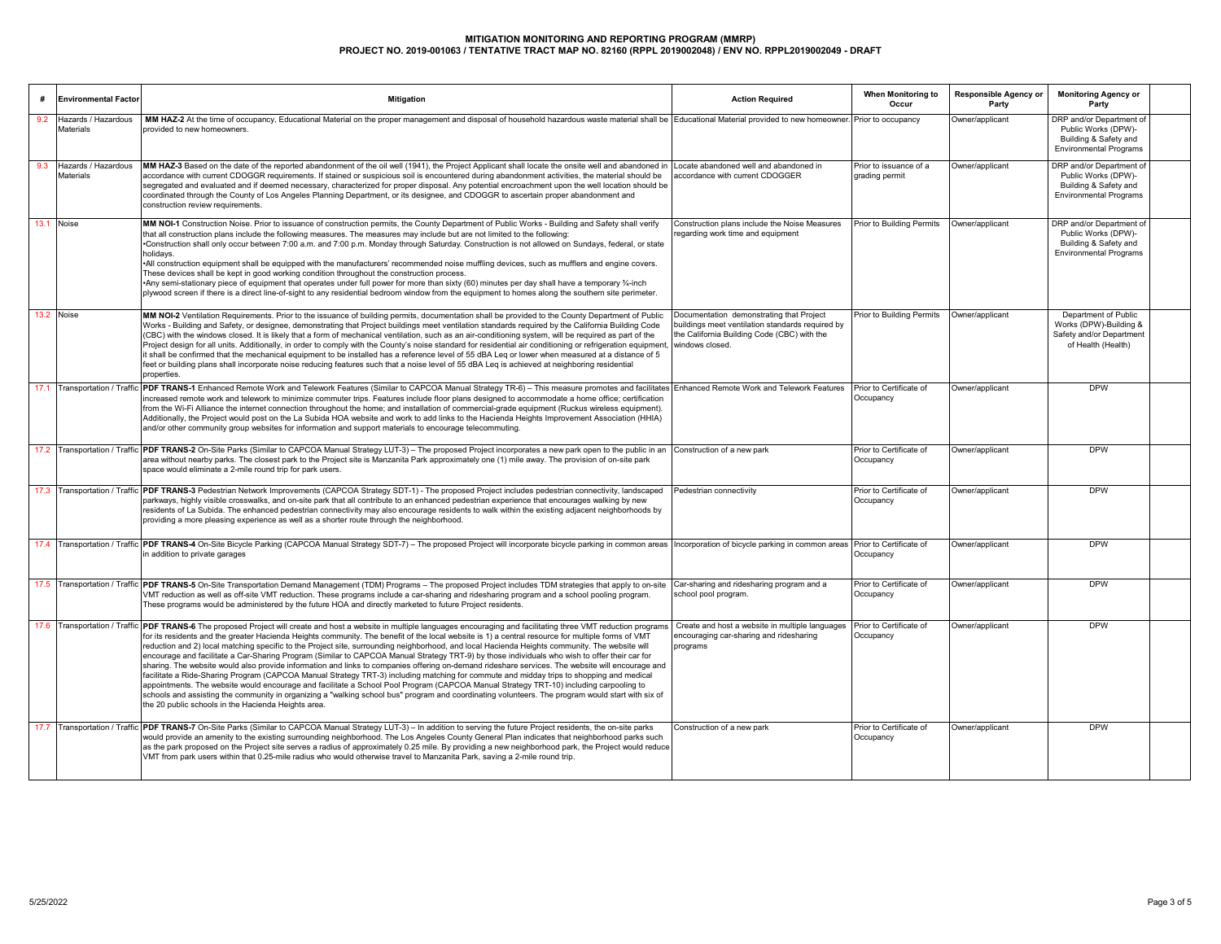# MITIGATION MONITORING AND REPORTING PROGRAM (MMRP)

## PROJECT NO. 2019-001063 / TENTATIVE TRACT MAP NO. 82160 (RPPL 2019002048) / ENV NO. RPPL2019002049 - DRAFT

| # | Environmental Factor | Mitigation | Action Required | When Monitoring to Occur | Responsible Agency or Party | Monitoring Agency or Party | |
|---|---|---|---|---|---|---|---|
| 9.2 | Hazards / Hazardous Materials | **MM HAZ-2** At the time of occupancy, Educational Material on the proper management and disposal of household hazardous waste material shall be provided to new homeowners. | Educational Material provided to new homeowner. | Prior to occupancy | Owner/applicant | DRP and/or Department of Public Works (DPW)-Building & Safety and Environmental Programs | |
| 9.3 | Hazards / Hazardous Materials | **MM HAZ-3** Based on the date of the reported abandonment of the oil well (1941), the Project Applicant shall locate the onsite well and abandoned in accordance with current CDOGGR requirements. If stained or suspicious soil is encountered during abandonment activities, the material should be segregated and evaluated and if deemed necessary, characterized for proper disposal. Any potential encroachment upon the well location should be coordinated through the County of Los Angeles Planning Department, or its designee, and CDOGGR to ascertain proper abandonment and construction review requirements. | Locate abandoned well and abandoned in accordance with current CDOGGER | Prior to issuance of a grading permit | Owner/applicant | DRP and/or Department of Public Works (DPW)-Building & Safety and Environmental Programs | |
| 13.1 | Noise | **MM NOI-1** Construction Noise. Prior to issuance of construction permits, the County Department of Public Works - Building and Safety shall verify that all construction plans include the following measures. The measures may include but are not limited to the following:<br>•Construction shall only occur between 7:00 a.m. and 7:00 p.m. Monday through Saturday. Construction is not allowed on Sundays, federal, or state holidays.<br>•All construction equipment shall be equipped with the manufacturers' recommended noise muffling devices, such as mufflers and engine covers. These devices shall be kept in good working condition throughout the construction process.<br>•Any semi-stationary piece of equipment that operates under full power for more than sixty (60) minutes per day shall have a temporary ¾-inch plywood screen if there is a direct line-of-sight to any residential bedroom window from the equipment to homes along the southern site perimeter. | Construction plans include the Noise Measures regarding work time and equipment | Prior to Building Permits | Owner/applicant | DRP and/or Department of Public Works (DPW)-Building & Safety and Environmental Programs | |
| 13.2 | Noise | **MM NOI-2** Ventilation Requirements. Prior to the issuance of building permits, documentation shall be provided to the County Department of Public Works - Building and Safety, or designee, demonstrating that Project buildings meet ventilation standards required by the California Building Code (CBC) with the windows closed. It is likely that a form of mechanical ventilation, such as an air-conditioning system, will be required as part of the Project design for all units. Additionally, in order to comply with the County's noise standard for residential air conditioning or refrigeration equipment, it shall be confirmed that the mechanical equipment to be installed has a reference level of 55 dBA Leq or lower when measured at a distance of 5 feet or building plans shall incorporate noise reducing features such that a noise level of 55 dBA Leq is achieved at neighboring residential properties. | Documentation demonstrating that Project buildings meet ventilation standards required by the California Building Code (CBC) with the windows closed. | Prior to Building Permits | Owner/applicant | Department of Public Works (DPW)-Building & Safety and/or Department of Health (Health) | |
| 17.1 | Transportation / Traffic | **PDF TRANS-1** Enhanced Remote Work and Telework Features (Similar to CAPCOA Manual Strategy TR-6) – This measure promotes and facilitates increased remote work and telework to minimize commuter trips. Features include floor plans designed to accommodate a home office; certification from the Wi-Fi Alliance the internet connection throughout the home; and installation of commercial-grade equipment (Ruckus wireless equipment). Additionally, the Project would post on the La Subida HOA website and work to add links to the Hacienda Heights Improvement Association (HHIA) and/or other community group websites for information and support materials to encourage telecommuting. | Enhanced Remote Work and Telework Features | Prior to Certificate of Occupancy | Owner/applicant | DPW | |
| 17.2 | Transportation / Traffic | **PDF TRANS-2** On-Site Parks (Similar to CAPCOA Manual Strategy LUT-3) – The proposed Project incorporates a new park open to the public in an area without nearby parks. The closest park to the Project site is Manzanita Park approximately one (1) mile away. The provision of on-site park space would eliminate a 2-mile round trip for park users. | Construction of a new park | Prior to Certificate of Occupancy | Owner/applicant | DPW | |
| 17.3 | Transportation / Traffic | **PDF TRANS-3** Pedestrian Network Improvements (CAPCOA Strategy SDT-1) - The proposed Project includes pedestrian connectivity, landscaped parkways, highly visible crosswalks, and on-site park that all contribute to an enhanced pedestrian experience that encourages walking by new residents of La Subida. The enhanced pedestrian connectivity may also encourage residents to walk within the existing adjacent neighborhoods by providing a more pleasing experience as well as a shorter route through the neighborhood. | Pedestrian connectivity | Prior to Certificate of Occupancy | Owner/applicant | DPW | |
| 17.4 | Transportation / Traffic | **PDF TRANS-4** On-Site Bicycle Parking (CAPCOA Manual Strategy SDT-7) – The proposed Project will incorporate bicycle parking in common areas in addition to private garages | Incorporation of bicycle parking in common areas | Prior to Certificate of Occupancy | Owner/applicant | DPW | |
| 17.5 | Transportation / Traffic | **PDF TRANS-5** On-Site Transportation Demand Management (TDM) Programs – The proposed Project includes TDM strategies that apply to on-site VMT reduction as well as off-site VMT reduction. These programs include a car-sharing and ridesharing program and a school pooling program. These programs would be administered by the future HOA and directly marketed to future Project residents. | Car-sharing and ridesharing program and a school pool program. | Prior to Certificate of Occupancy | Owner/applicant | DPW | |
| 17.6 | Transportation / Traffic | **PDF TRANS-6** The proposed Project will create and host a website in multiple languages encouraging and facilitating three VMT reduction programs for its residents and the greater Hacienda Heights community. The benefit of the local website is 1) a central resource for multiple forms of VMT reduction and 2) local matching specific to the Project site, surrounding neighborhood, and local Hacienda Heights community. The website will encourage and facilitate a Car-Sharing Program (Similar to CAPCOA Manual Strategy TRT-9) by those individuals who wish to offer their car for sharing. The website would also provide information and links to companies offering on-demand rideshare services. The website will encourage and facilitate a Ride-Sharing Program (CAPCOA Manual Strategy TRT-3) including matching for commute and midday trips to shopping and medical appointments. The website would encourage and facilitate a School Pool Program (CAPCOA Manual Strategy TRT-10) including carpooling to schools and assisting the community in organizing a "walking school bus" program and coordinating volunteers. The program would start with six of the 20 public schools in the Hacienda Heights area. | Create and host a website in multiple languages encouraging car-sharing and ridesharing programs | Prior to Certificate of Occupancy | Owner/applicant | DPW | |
| 17.7 | Transportation / Traffic | **PDF TRANS-7** On-Site Parks (Similar to CAPCOA Manual Strategy LUT-3) – In addition to serving the future Project residents, the on-site parks would provide an amenity to the existing surrounding neighborhood. The Los Angeles County General Plan indicates that neighborhood parks such as the park proposed on the Project site serves a radius of approximately 0.25 mile. By providing a new neighborhood park, the Project would reduce VMT from park users within that 0.25-mile radius who would otherwise travel to Manzanita Park, saving a 2-mile round trip. | Construction of a new park | Prior to Certificate of Occupancy | Owner/applicant | DPW | |

5/25/2022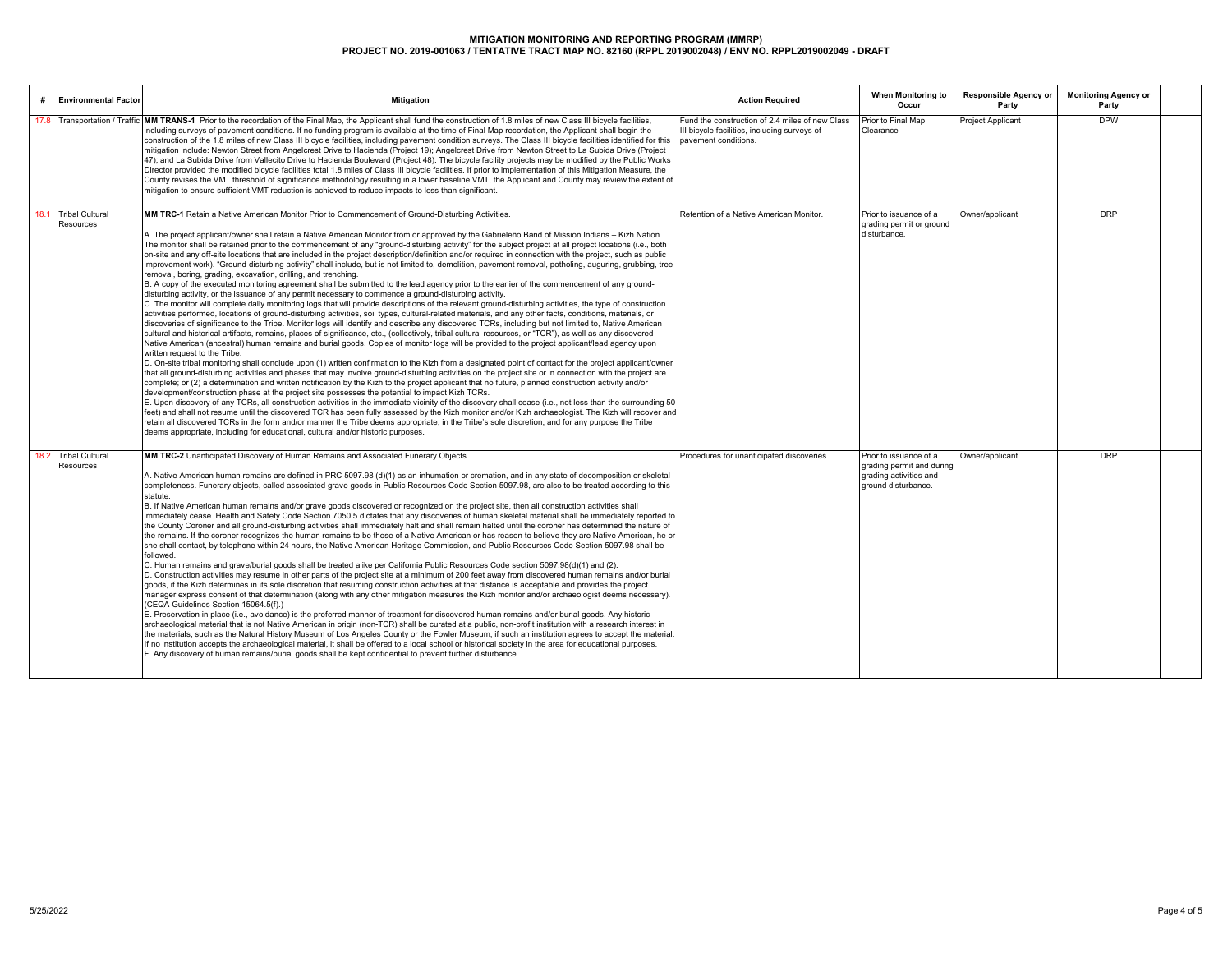# MITIGATION MONITORING AND REPORTING PROGRAM (MMRP)
## PROJECT NO. 2019-001063 / TENTATIVE TRACT MAP NO. 82160 (RPPL 2019002048) / ENV NO. RPPL2019002049 - DRAFT

| # | Environmental Factor | Mitigation | Action Required | When Monitoring to Occur | Responsible Agency or Party | Monitoring Agency or Party | |
|---|---|---|---|---|---|---|---|
| 17.8 | Transportation / Traffic | **MM TRANS-1** Prior to the recordation of the Final Map, the Applicant shall fund the construction of 1.8 miles of new Class III bicycle facilities, including surveys of pavement conditions. If no funding program is available at the time of Final Map recordation, the Applicant shall begin the construction of the 1.8 miles of new Class III bicycle facilities, including pavement condition surveys. The Class III bicycle facilities identified for this mitigation include: Newton Street from Angelcrest Drive to Hacienda (Project 19); Angelcrest Drive from Newton Street to La Subida Drive (Project 47); and La Subida Drive from Vallecito Drive to Hacienda Boulevard (Project 48). The bicycle facility projects may be modified by the Public Works Director provided the modified bicycle facilities total 1.8 miles of Class III bicycle facilities. If prior to implementation of this Mitigation Measure, the County revises the VMT threshold of significance methodology resulting in a lower baseline VMT, the Applicant and County may review the extent of mitigation to ensure sufficient VMT reduction is achieved to reduce impacts to less than significant. | Fund the construction of 2.4 miles of new Class III bicycle facilities, including surveys of pavement conditions. | Prior to Final Map Clearance | Project Applicant | DPW | |
| 18.1 | Tribal Cultural Resources | **MM TRC-1** Retain a Native American Monitor Prior to Commencement of Ground-Disturbing Activities.<br><br>A. The project applicant/owner shall retain a Native American Monitor from or approved by the Gabrieleño Band of Mission Indians – Kizh Nation. The monitor shall be retained prior to the commencement of any "ground-disturbing activity" for the subject project at all project locations (i.e., both on-site and any off-site locations that are included in the project description/definition and/or required in connection with the project, such as public improvement work). "Ground-disturbing activity" shall include, but is not limited to, demolition, pavement removal, potholing, auguring, grubbing, tree removal, boring, grading, excavation, drilling, and trenching.<br>B. A copy of the executed monitoring agreement shall be submitted to the lead agency prior to the earlier of the commencement of any ground-disturbing activity, or the issuance of any permit necessary to commence a ground-disturbing activity.<br>C. The monitor will complete daily monitoring logs that will provide descriptions of the relevant ground-disturbing activities, the type of construction activities performed, locations of ground-disturbing activities, soil types, cultural-related materials, and any other facts, conditions, materials, or discoveries of significance to the Tribe. Monitor logs will identify and describe any discovered TCRs, including but not limited to, Native American cultural and historical artifacts, remains, places of significance, etc., (collectively, tribal cultural resources, or "TCR"), as well as any discovered Native American (ancestral) human remains and burial goods. Copies of monitor logs will be provided to the project applicant/lead agency upon written request to the Tribe.<br>D. On-site tribal monitoring shall conclude upon (1) written confirmation to the Kizh from a designated point of contact for the project applicant/owner that all ground-disturbing activities and phases that may involve ground-disturbing activities on the project site or in connection with the project are complete; or (2) a determination and written notification by the Kizh to the project applicant that no future, planned construction activity and/or development/construction phase at the project site possesses the potential to impact Kizh TCRs.<br>E. Upon discovery of any TCRs, all construction activities in the immediate vicinity of the discovery shall cease (i.e., not less than the surrounding 50 feet) and shall not resume until the discovered TCR has been fully assessed by the Kizh monitor and/or Kizh archaeologist. The Kizh will recover and retain all discovered TCRs in the form and/or manner the Tribe deems appropriate, in the Tribe's sole discretion, and for any purpose the Tribe deems appropriate, including for educational, cultural and/or historic purposes. | Retention of a Native American Monitor. | Prior to issuance of a grading permit or ground disturbance. | Owner/applicant | DRP | |
| 18.2 | Tribal Cultural Resources | **MM TRC-2** Unanticipated Discovery of Human Remains and Associated Funerary Objects<br><br>A. Native American human remains are defined in PRC 5097.98 (d)(1) as an inhumation or cremation, and in any state of decomposition or skeletal completeness. Funerary objects, called associated grave goods in Public Resources Code Section 5097.98, are also to be treated according to this statute.<br>B. If Native American human remains and/or grave goods discovered or recognized on the project site, then all construction activities shall immediately cease. Health and Safety Code Section 7050.5 dictates that any discoveries of human skeletal material shall be immediately reported to the County Coroner and all ground-disturbing activities shall immediately halt and shall remain halted until the coroner has determined the nature of the remains. If the coroner recognizes the human remains to be those of a Native American or has reason to believe they are Native American, he or she shall contact, by telephone within 24 hours, the Native American Heritage Commission, and Public Resources Code Section 5097.98 shall be followed.<br>C. Human remains and grave/burial goods shall be treated alike per California Public Resources Code section 5097.98(d)(1) and (2).<br>D. Construction activities may resume in other parts of the project site at a minimum of 200 feet away from discovered human remains and/or burial goods, if the Kizh determines in its sole discretion that resuming construction activities at that distance is acceptable and provides the project manager express consent of that determination (along with any other mitigation measures the Kizh monitor and/or archaeologist deems necessary). (CEQA Guidelines Section 15064.5(f).)<br>E. Preservation in place (i.e., avoidance) is the preferred manner of treatment for discovered human remains and/or burial goods. Any historic archaeological material that is not Native American in origin (non-TCR) shall be curated at a public, non-profit institution with a research interest in the materials, such as the Natural History Museum of Los Angeles County or the Fowler Museum, if such an institution agrees to accept the material. If no institution accepts the archaeological material, it shall be offered to a local school or historical society in the area for educational purposes.<br>F. Any discovery of human remains/burial goods shall be kept confidential to prevent further disturbance. | Procedures for unanticipated discoveries. | Prior to issuance of a grading permit and during grading activities and ground disturbance. | Owner/applicant | DRP | |

5/25/2022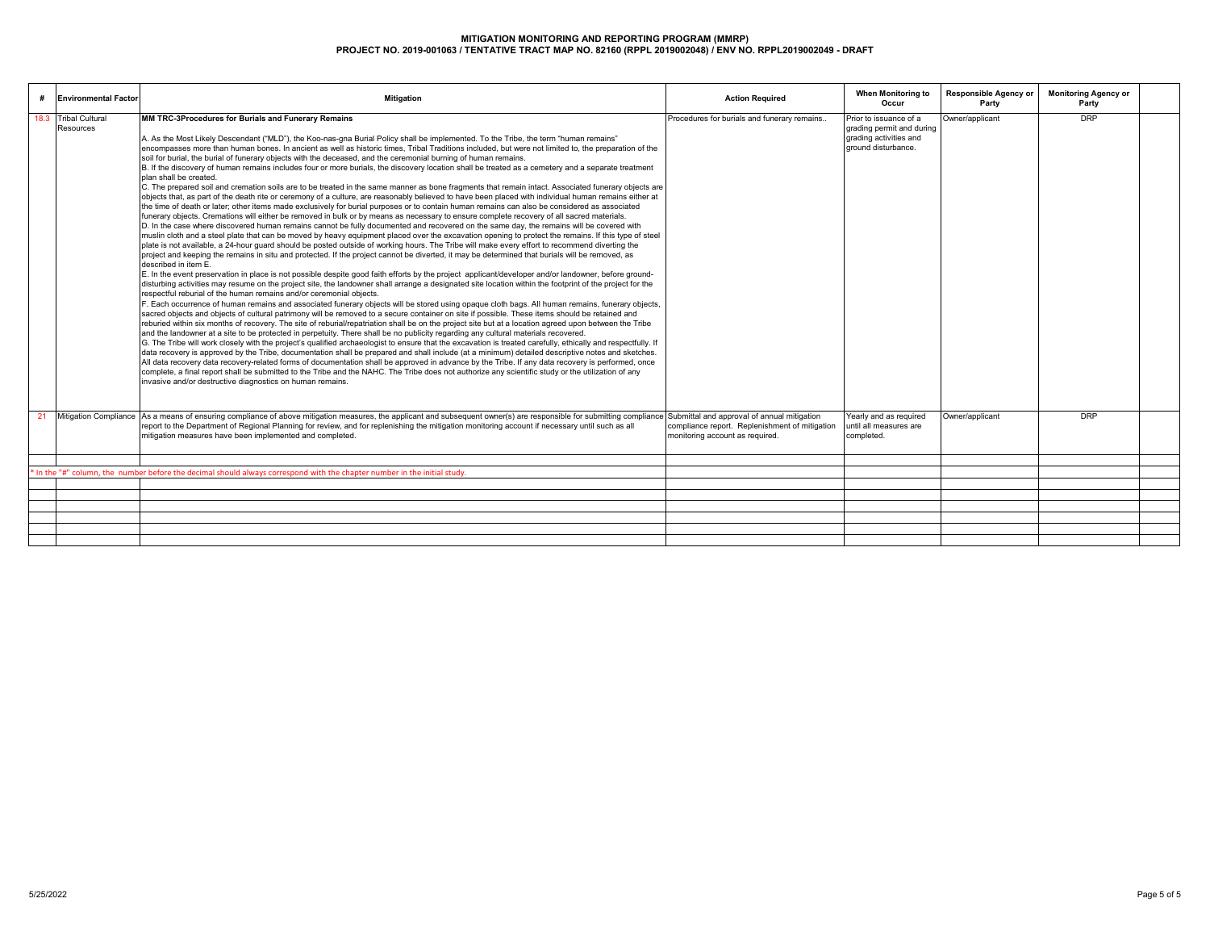# MITIGATION MONITORING AND REPORTING PROGRAM (MMRP)
## PROJECT NO. 2019-001063 / TENTATIVE TRACT MAP NO. 82160 (RPPL 2019002048) / ENV NO. RPPL2019002049 - DRAFT

| # | Environmental Factor | Mitigation | Action Required | When Monitoring to Occur | Responsible Agency or Party | Monitoring Agency or Party | |
|---|---|---|---|---|---|---|---|
| 18.3 | Tribal Cultural Resources | **MM TRC-3Procedures for Burials and Funerary Remains**<br><br>A. As the Most Likely Descendant ("MLD"), the Koo-nas-gna Burial Policy shall be implemented. To the Tribe, the term "human remains" encompasses more than human bones. In ancient as well as historic times, Tribal Traditions included, but were not limited to, the preparation of the soil for burial, the burial of funerary objects with the deceased, and the ceremonial burning of human remains.<br>B. If the discovery of human remains includes four or more burials, the discovery location shall be treated as a cemetery and a separate treatment plan shall be created.<br>C. The prepared soil and cremation soils are to be treated in the same manner as bone fragments that remain intact. Associated funerary objects are objects that, as part of the death rite or ceremony of a culture, are reasonably believed to have been placed with individual human remains either at the time of death or later; other items made exclusively for burial purposes or to contain human remains can also be considered as associated funerary objects. Cremations will either be removed in bulk or by means as necessary to ensure complete recovery of all sacred materials.<br>D. In the case where discovered human remains cannot be fully documented and recovered on the same day, the remains will be covered with muslin cloth and a steel plate that can be moved by heavy equipment placed over the excavation opening to protect the remains. If this type of steel plate is not available, a 24-hour guard should be posted outside of working hours. The Tribe will make every effort to recommend diverting the project and keeping the remains in situ and protected. If the project cannot be diverted, it may be determined that burials will be removed, as described in item E.<br>E. In the event preservation in place is not possible despite good faith efforts by the project applicant/developer and/or landowner, before ground-disturbing activities may resume on the project site, the landowner shall arrange a designated site location within the footprint of the project for the respectful reburial of the human remains and/or ceremonial objects.<br>F. Each occurrence of human remains and associated funerary objects will be stored using opaque cloth bags. All human remains, funerary objects, sacred objects and objects of cultural patrimony will be removed to a secure container on site if possible. These items should be retained and reburied within six months of recovery. The site of reburial/repatriation shall be on the project site but at a location agreed upon between the Tribe and the landowner at a site to be protected in perpetuity. There shall be no publicity regarding any cultural materials recovered.<br>G. The Tribe will work closely with the project's qualified archaeologist to ensure that the excavation is treated carefully, ethically and respectfully. If data recovery is approved by the Tribe, documentation shall be prepared and shall include (at a minimum) detailed descriptive notes and sketches. All data recovery data recovery-related forms of documentation shall be approved in advance by the Tribe. If any data recovery is performed, once complete, a final report shall be submitted to the Tribe and the NAHC. The Tribe does not authorize any scientific study or the utilization of any invasive and/or destructive diagnostics on human remains. | Procedures for burials and funerary remains.. | Prior to issuance of a grading permit and during grading activities and ground disturbance. | Owner/applicant | DRP | |
| 21 | Mitigation Compliance | As a means of ensuring compliance of above mitigation measures, the applicant and subsequent owner(s) are responsible for submitting compliance report to the Department of Regional Planning for review, and for replenishing the mitigation monitoring account if necessary until such as all mitigation measures have been implemented and completed. | Submittal and approval of annual mitigation compliance report. Replenishment of mitigation monitoring account as required. | Yearly and as required until all measures are completed. | Owner/applicant | DRP | |

* In the "#" column, the number before the decimal should always correspond with the chapter number in the initial study.

5/25/2022